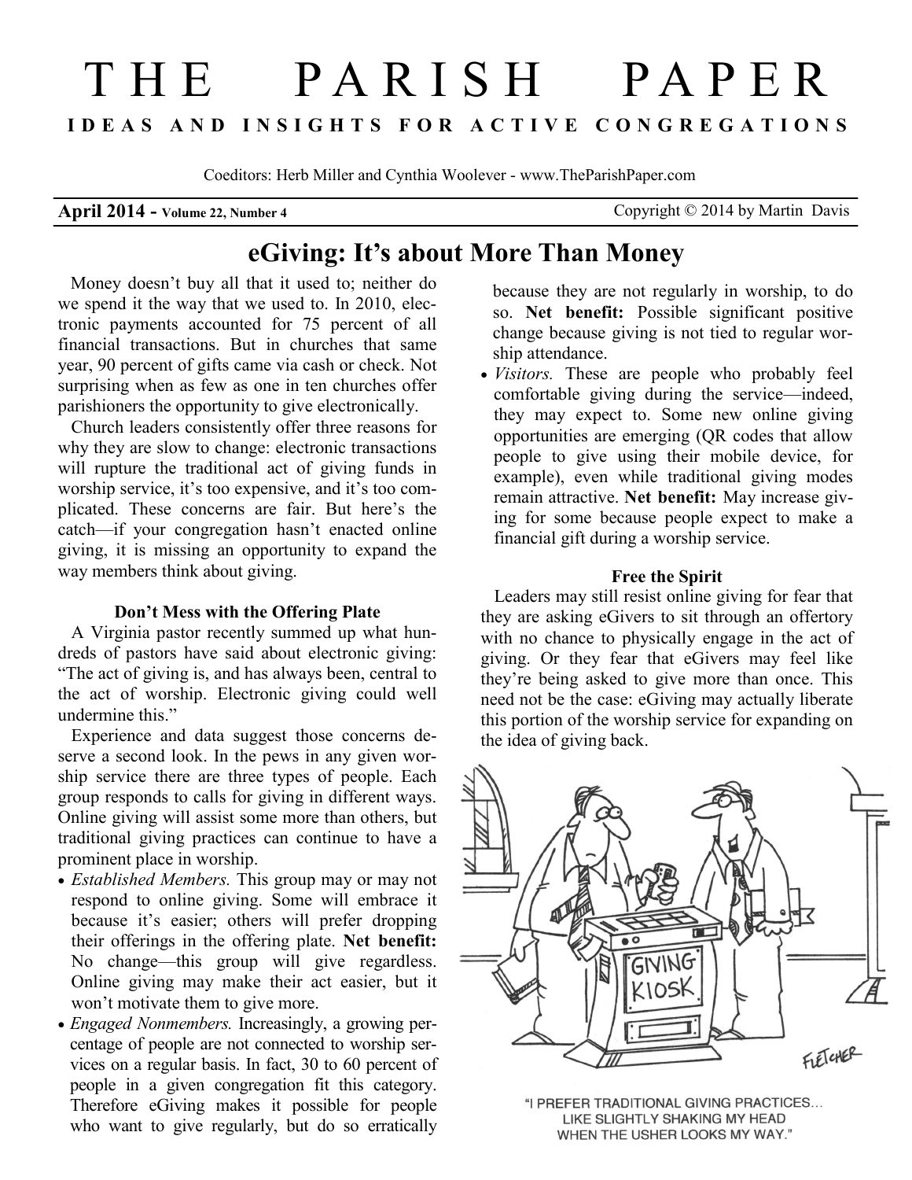# THE PARISH PAPER

**IDEAS AND INSIGHTS FOR ACTIVE CONGREGATIONS**

Coeditors: Herb Miller and Cynthia Woolever - www.TheParishPaper.com

**April 2014 - Volume 22, Number 4** Copyright © 2014 by Martin Davis

## eGiving: It's about More Than Money

Money doesn't buy all that it used to; neither do we spend it the way that we used to. In 2010, electronic payments accounted for 75 percent of all financial transactions. But in churches that same year, 90 percent of gifts came via cash or check. Not surprising when as few as one in ten churches offer parishioners the opportunity to give electronically.

Church leaders consistently offer three reasons for why they are slow to change: electronic transactions will rupture the traditional act of giving funds in worship service, it's too expensive, and it's too complicated. These concerns are fair. But here's the catch—if your congregation hasn't enacted online giving, it is missing an opportunity to expand the way members think about giving.

### Don't Mess with the Offering Plate

A Virginia pastor recently summed up what hundreds of pastors have said about electronic giving: "The act of giving is, and has always been, central to the act of worship. Electronic giving could well undermine this."

Experience and data suggest those concerns deserve a second look. In the pews in any given worship service there are three types of people. Each group responds to calls for giving in different ways. Online giving will assist some more than others, but traditional giving practices can continue to have a prominent place in worship.

- *Established Members.* This group may or may not respond to online giving. Some will embrace it because it's easier; others will prefer dropping their offerings in the offering plate. **Net benefit:** No change—this group will give regardless. Online giving may make their act easier, but it won't motivate them to give more.
- *Engaged Nonmembers.* Increasingly, a growing percentage of people are not connected to worship services on a regular basis. In fact, 30 to 60 percent of people in a given congregation fit this category. Therefore eGiving makes it possible for people who want to give regularly, but do so erratically because they are not regularly in worship, to do so. **Net benefit:** Possible significant positive change because giving is not tied to regular worship attendance.
- *Visitors.* These are people who probably feel comfortable giving during the service—indeed, they may expect to. Some new online giving opportunities are emerging (QR codes that allow people to give using their mobile device, for example), even while traditional giving modes remain attractive. **Net benefit:** May increase giving for some because people expect to make a financial gift during a worship service.

### Free the Spirit

Leaders may still resist online giving for fear that they are asking eGivers to sit through an offertory with no chance to physically engage in the act of giving. Or they fear that eGivers may feel like they're being asked to give more than once. This need not be the case: eGiving may actually liberate this portion of the worship service for expanding on the idea of giving back.

"I PREFER TRADITIONAL GIVING PRACTICES... LIKE SLIGHTLY SHAKING MY HEAD WHEN THE USHER LOOKS MY WAY."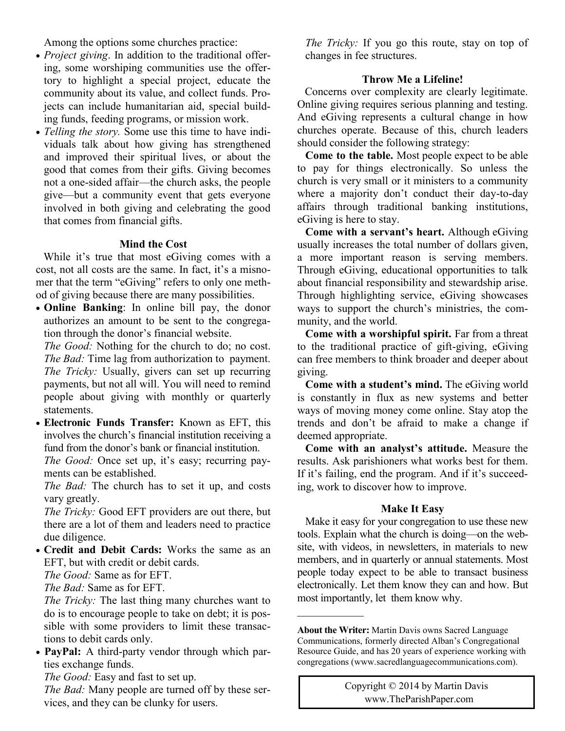Among the options some churches practice:

- *Project giving*. In addition to the traditional offering, some worshiping communities use the offertory to highlight a special project, educate the community about its value, and collect funds. Projects can include humanitarian aid, special building funds, feeding programs, or mission work.
- *Telling the story.* Some use this time to have individuals talk about how giving has strengthened and improved their spiritual lives, or about the good that comes from their gifts. Giving becomes not a one-sided affair—the church asks, the people give—but a community event that gets everyone involved in both giving and celebrating the good that comes from financial gifts.

### Mind the Cost

While it's true that most eGiving comes with a cost, not all costs are the same. In fact, it's a misnomer that the term "eGiving" refers to only one method of giving because there are many possibilities.

- **Online Banking**: In online bill pay, the donor authorizes an amount to be sent to the congregation through the donor's financial website.
  *The Good:* Nothing for the church to do; no cost.
  *The Bad:* Time lag from authorization to payment.
  *The Tricky:* Usually, givers can set up recurring payments, but not all will. You will need to remind people about giving with monthly or quarterly statements.
- **Electronic Funds Transfer:** Known as EFT, this involves the church's financial institution receiving a fund from the donor's bank or financial institution.
  *The Good:* Once set up, it's easy; recurring payments can be established.
  *The Bad:* The church has to set it up, and costs vary greatly.
  *The Tricky:* Good EFT providers are out there, but there are a lot of them and leaders need to practice due diligence.
- **Credit and Debit Cards:** Works the same as an EFT, but with credit or debit cards.
  *The Good:* Same as for EFT.
  *The Bad:* Same as for EFT.
  *The Tricky:* The last thing many churches want to do is to encourage people to take on debt; it is possible with some providers to limit these transactions to debit cards only.
- **PayPal:** A third-party vendor through which parties exchange funds.
  *The Good:* Easy and fast to set up.
  *The Bad:* Many people are turned off by these services, and they can be clunky for users.
  *The Tricky:* If you go this route, stay on top of changes in fee structures.

### Throw Me a Lifeline!

Concerns over complexity are clearly legitimate. Online giving requires serious planning and testing. And eGiving represents a cultural change in how churches operate. Because of this, church leaders should consider the following strategy:

**Come to the table.** Most people expect to be able to pay for things electronically. So unless the church is very small or it ministers to a community where a majority don't conduct their day-to-day affairs through traditional banking institutions, eGiving is here to stay.

**Come with a servant's heart.** Although eGiving usually increases the total number of dollars given, a more important reason is serving members. Through eGiving, educational opportunities to talk about financial responsibility and stewardship arise. Through highlighting service, eGiving showcases ways to support the church's ministries, the community, and the world.

**Come with a worshipful spirit.** Far from a threat to the traditional practice of gift-giving, eGiving can free members to think broader and deeper about giving.

**Come with a student's mind.** The eGiving world is constantly in flux as new systems and better ways of moving money come online. Stay atop the trends and don't be afraid to make a change if deemed appropriate.

**Come with an analyst's attitude.** Measure the results. Ask parishioners what works best for them. If it's failing, end the program. And if it's succeeding, work to discover how to improve.

### Make It Easy

Make it easy for your congregation to use these new tools. Explain what the church is doing—on the website, with videos, in newsletters, in materials to new members, and in quarterly or annual statements. Most people today expect to be able to transact business electronically. Let them know they can and how. But most importantly, let them know why.

---

**About the Writer:** Martin Davis owns Sacred Language Communications, formerly directed Alban's Congregational Resource Guide, and has 20 years of experience working with congregations (www.sacredlanguagecommunications.com).

Copyright © 2014 by Martin Davis
www.TheParishPaper.com